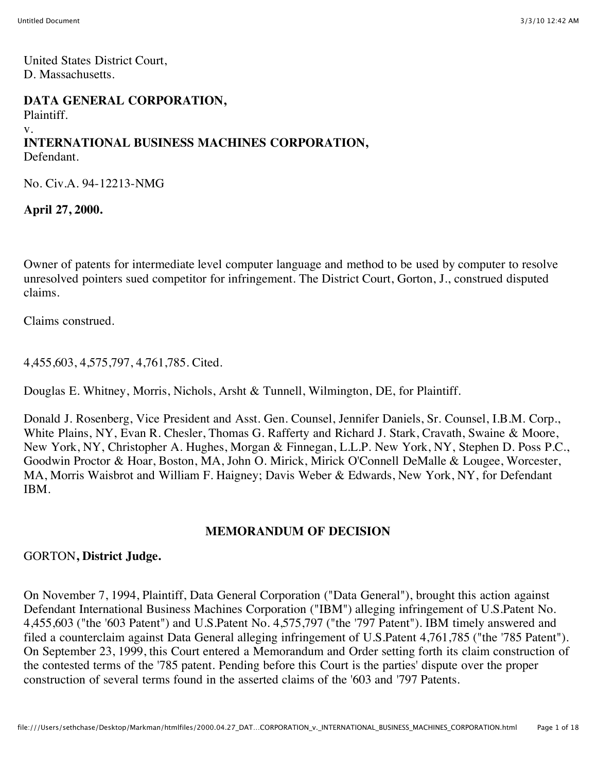United States District Court,
D. Massachusetts.

**DATA GENERAL CORPORATION,**
Plaintiff.
v.
**INTERNATIONAL BUSINESS MACHINES CORPORATION,**
Defendant.

No. Civ.A. 94-12213-NMG

**April 27, 2000.**

Owner of patents for intermediate level computer language and method to be used by computer to resolve unresolved pointers sued competitor for infringement. The District Court, Gorton, J., construed disputed claims.

Claims construed.

4,455,603, 4,575,797, 4,761,785. Cited.

Douglas E. Whitney, Morris, Nichols, Arsht & Tunnell, Wilmington, DE, for Plaintiff.

Donald J. Rosenberg, Vice President and Asst. Gen. Counsel, Jennifer Daniels, Sr. Counsel, I.B.M. Corp., White Plains, NY, Evan R. Chesler, Thomas G. Rafferty and Richard J. Stark, Cravath, Swaine & Moore, New York, NY, Christopher A. Hughes, Morgan & Finnegan, L.L.P. New York, NY, Stephen D. Poss P.C., Goodwin Proctor & Hoar, Boston, MA, John O. Mirick, Mirick O'Connell DeMalle & Lougee, Worcester, MA, Morris Waisbrot and William F. Haigney; Davis Weber & Edwards, New York, NY, for Defendant IBM.

## MEMORANDUM OF DECISION

GORTON**, District Judge.**

On November 7, 1994, Plaintiff, Data General Corporation ("Data General"), brought this action against Defendant International Business Machines Corporation ("IBM") alleging infringement of U.S.Patent No. 4,455,603 ("the '603 Patent") and U.S.Patent No. 4,575,797 ("the '797 Patent"). IBM timely answered and filed a counterclaim against Data General alleging infringement of U.S.Patent 4,761,785 ("the '785 Patent"). On September 23, 1999, this Court entered a Memorandum and Order setting forth its claim construction of the contested terms of the '785 patent. Pending before this Court is the parties' dispute over the proper construction of several terms found in the asserted claims of the '603 and '797 Patents.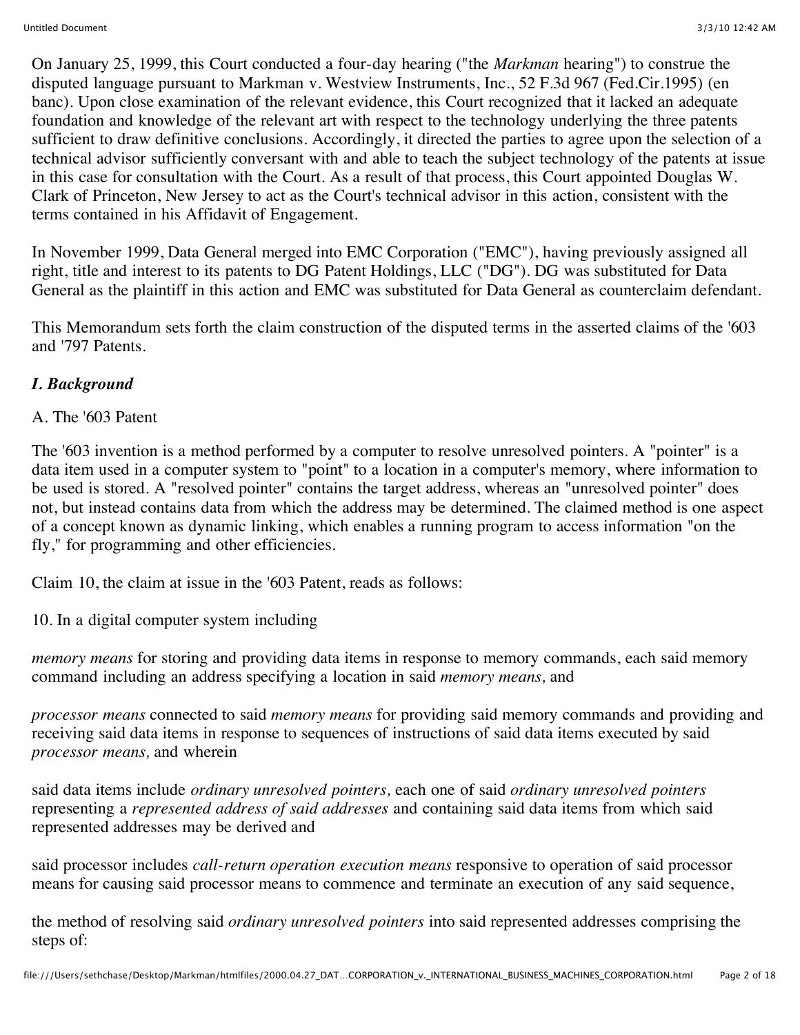On January 25, 1999, this Court conducted a four-day hearing ("the *Markman* hearing") to construe the disputed language pursuant to Markman v. Westview Instruments, Inc., 52 F.3d 967 (Fed.Cir.1995) (en banc). Upon close examination of the relevant evidence, this Court recognized that it lacked an adequate foundation and knowledge of the relevant art with respect to the technology underlying the three patents sufficient to draw definitive conclusions. Accordingly, it directed the parties to agree upon the selection of a technical advisor sufficiently conversant with and able to teach the subject technology of the patents at issue in this case for consultation with the Court. As a result of that process, this Court appointed Douglas W. Clark of Princeton, New Jersey to act as the Court's technical advisor in this action, consistent with the terms contained in his Affidavit of Engagement.

In November 1999, Data General merged into EMC Corporation ("EMC"), having previously assigned all right, title and interest to its patents to DG Patent Holdings, LLC ("DG"). DG was substituted for Data General as the plaintiff in this action and EMC was substituted for Data General as counterclaim defendant.

This Memorandum sets forth the claim construction of the disputed terms in the asserted claims of the '603 and '797 Patents.

## *I. Background*

A. The '603 Patent

The '603 invention is a method performed by a computer to resolve unresolved pointers. A "pointer" is a data item used in a computer system to "point" to a location in a computer's memory, where information to be used is stored. A "resolved pointer" contains the target address, whereas an "unresolved pointer" does not, but instead contains data from which the address may be determined. The claimed method is one aspect of a concept known as dynamic linking, which enables a running program to access information "on the fly," for programming and other efficiencies.

Claim 10, the claim at issue in the '603 Patent, reads as follows:

10. In a digital computer system including

*memory means* for storing and providing data items in response to memory commands, each said memory command including an address specifying a location in said *memory means,* and

*processor means* connected to said *memory means* for providing said memory commands and providing and receiving said data items in response to sequences of instructions of said data items executed by said *processor means,* and wherein

said data items include *ordinary unresolved pointers,* each one of said *ordinary unresolved pointers* representing a *represented address of said addresses* and containing said data items from which said represented addresses may be derived and

said processor includes *call-return operation execution means* responsive to operation of said processor means for causing said processor means to commence and terminate an execution of any said sequence,

the method of resolving said *ordinary unresolved pointers* into said represented addresses comprising the steps of: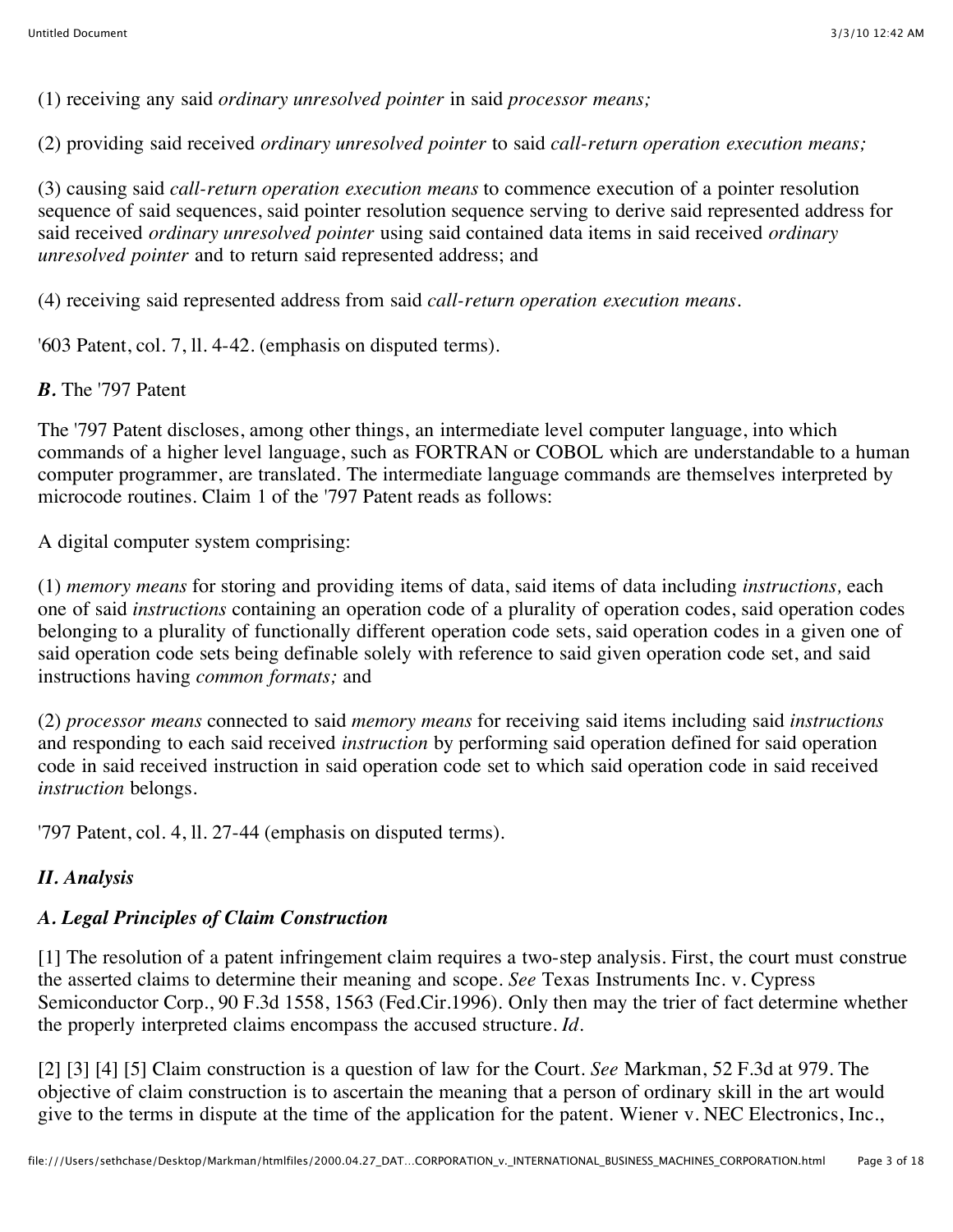(1) receiving any said *ordinary unresolved pointer* in said *processor means;*

(2) providing said received *ordinary unresolved pointer* to said *call-return operation execution means;*

(3) causing said *call-return operation execution means* to commence execution of a pointer resolution sequence of said sequences, said pointer resolution sequence serving to derive said represented address for said received *ordinary unresolved pointer* using said contained data items in said received *ordinary unresolved pointer* and to return said represented address; and

(4) receiving said represented address from said *call-return operation execution means*.

'603 Patent, col. 7, ll. 4-42. (emphasis on disputed terms).

***B.*** The '797 Patent

The '797 Patent discloses, among other things, an intermediate level computer language, into which commands of a higher level language, such as FORTRAN or COBOL which are understandable to a human computer programmer, are translated. The intermediate language commands are themselves interpreted by microcode routines. Claim 1 of the '797 Patent reads as follows:

A digital computer system comprising:

(1) *memory means* for storing and providing items of data, said items of data including *instructions,* each one of said *instructions* containing an operation code of a plurality of operation codes, said operation codes belonging to a plurality of functionally different operation code sets, said operation codes in a given one of said operation code sets being definable solely with reference to said given operation code set, and said instructions having *common formats;* and

(2) *processor means* connected to said *memory means* for receiving said items including said *instructions* and responding to each said received *instruction* by performing said operation defined for said operation code in said received instruction in said operation code set to which said operation code in said received *instruction* belongs.

'797 Patent, col. 4, ll. 27-44 (emphasis on disputed terms).

## *II. Analysis*

### *A. Legal Principles of Claim Construction*

[1] The resolution of a patent infringement claim requires a two-step analysis. First, the court must construe the asserted claims to determine their meaning and scope. *See* Texas Instruments Inc. v. Cypress Semiconductor Corp., 90 F.3d 1558, 1563 (Fed.Cir.1996). Only then may the trier of fact determine whether the properly interpreted claims encompass the accused structure. *Id.*

[2] [3] [4] [5] Claim construction is a question of law for the Court. *See* Markman, 52 F.3d at 979. The objective of claim construction is to ascertain the meaning that a person of ordinary skill in the art would give to the terms in dispute at the time of the application for the patent. Wiener v. NEC Electronics, Inc.,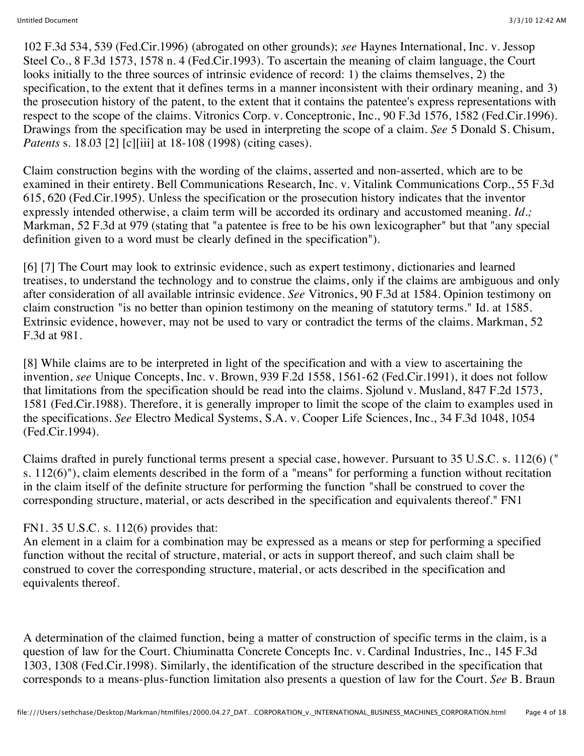102 F.3d 534, 539 (Fed.Cir.1996) (abrogated on other grounds); *see* Haynes International, Inc. v. Jessop Steel Co., 8 F.3d 1573, 1578 n. 4 (Fed.Cir.1993). To ascertain the meaning of claim language, the Court looks initially to the three sources of intrinsic evidence of record: 1) the claims themselves, 2) the specification, to the extent that it defines terms in a manner inconsistent with their ordinary meaning, and 3) the prosecution history of the patent, to the extent that it contains the patentee's express representations with respect to the scope of the claims. Vitronics Corp. v. Conceptronic, Inc., 90 F.3d 1576, 1582 (Fed.Cir.1996). Drawings from the specification may be used in interpreting the scope of a claim. *See* 5 Donald S. Chisum, *Patents* s. 18.03 [2] [c][iii] at 18-108 (1998) (citing cases).

Claim construction begins with the wording of the claims, asserted and non-asserted, which are to be examined in their entirety. Bell Communications Research, Inc. v. Vitalink Communications Corp., 55 F.3d 615, 620 (Fed.Cir.1995). Unless the specification or the prosecution history indicates that the inventor expressly intended otherwise, a claim term will be accorded its ordinary and accustomed meaning. *Id.;* Markman, 52 F.3d at 979 (stating that "a patentee is free to be his own lexicographer" but that "any special definition given to a word must be clearly defined in the specification").

[6] [7] The Court may look to extrinsic evidence, such as expert testimony, dictionaries and learned treatises, to understand the technology and to construe the claims, only if the claims are ambiguous and only after consideration of all available intrinsic evidence. *See* Vitronics, 90 F.3d at 1584. Opinion testimony on claim construction "is no better than opinion testimony on the meaning of statutory terms." Id. at 1585. Extrinsic evidence, however, may not be used to vary or contradict the terms of the claims. Markman, 52 F.3d at 981.

[8] While claims are to be interpreted in light of the specification and with a view to ascertaining the invention, *see* Unique Concepts, Inc. v. Brown, 939 F.2d 1558, 1561-62 (Fed.Cir.1991), it does not follow that limitations from the specification should be read into the claims. Sjolund v. Musland, 847 F.2d 1573, 1581 (Fed.Cir.1988). Therefore, it is generally improper to limit the scope of the claim to examples used in the specifications. *See* Electro Medical Systems, S.A. v. Cooper Life Sciences, Inc., 34 F.3d 1048, 1054 (Fed.Cir.1994).

Claims drafted in purely functional terms present a special case, however. Pursuant to 35 U.S.C. s. 112(6) (" s. 112(6)"), claim elements described in the form of a "means" for performing a function without recitation in the claim itself of the definite structure for performing the function "shall be construed to cover the corresponding structure, material, or acts described in the specification and equivalents thereof." FN1

FN1. 35 U.S.C. s. 112(6) provides that:
An element in a claim for a combination may be expressed as a means or step for performing a specified function without the recital of structure, material, or acts in support thereof, and such claim shall be construed to cover the corresponding structure, material, or acts described in the specification and equivalents thereof.

A determination of the claimed function, being a matter of construction of specific terms in the claim, is a question of law for the Court. Chiuminatta Concrete Concepts Inc. v. Cardinal Industries, Inc., 145 F.3d 1303, 1308 (Fed.Cir.1998). Similarly, the identification of the structure described in the specification that corresponds to a means-plus-function limitation also presents a question of law for the Court. *See* B. Braun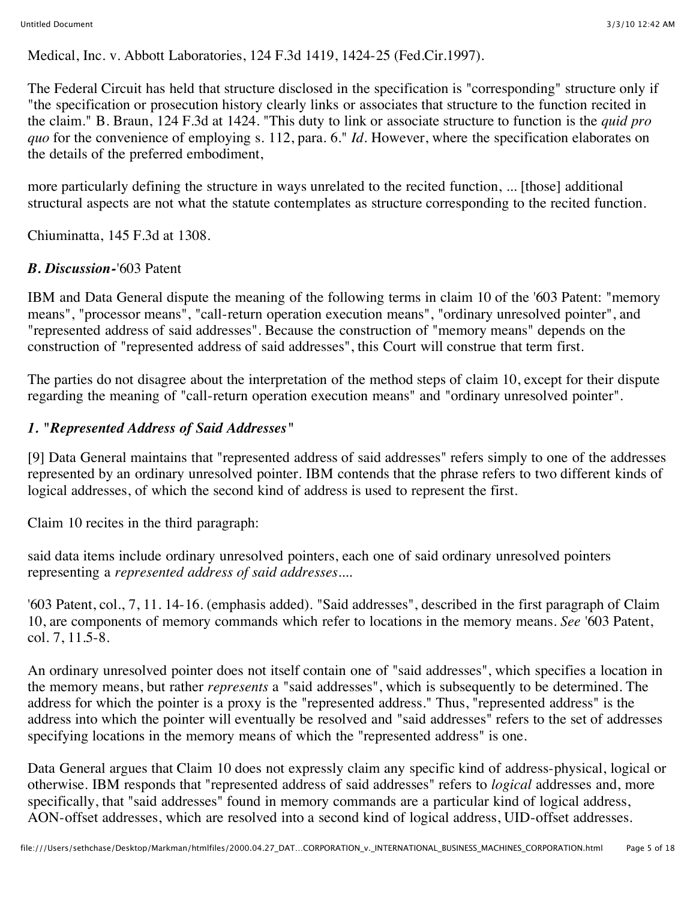Medical, Inc. v. Abbott Laboratories, 124 F.3d 1419, 1424-25 (Fed.Cir.1997).

The Federal Circuit has held that structure disclosed in the specification is "corresponding" structure only if "the specification or prosecution history clearly links or associates that structure to the function recited in the claim." B. Braun, 124 F.3d at 1424. "This duty to link or associate structure to function is the *quid pro quo* for the convenience of employing s. 112, para. 6." *Id*. However, where the specification elaborates on the details of the preferred embodiment,

more particularly defining the structure in ways unrelated to the recited function, ... [those] additional structural aspects are not what the statute contemplates as structure corresponding to the recited function.

Chiuminatta, 145 F.3d at 1308.

### *B. Discussion-*'603 Patent

IBM and Data General dispute the meaning of the following terms in claim 10 of the '603 Patent: "memory means", "processor means", "call-return operation execution means", "ordinary unresolved pointer", and "represented address of said addresses". Because the construction of "memory means" depends on the construction of "represented address of said addresses", this Court will construe that term first.

The parties do not disagree about the interpretation of the method steps of claim 10, except for their dispute regarding the meaning of "call-return operation execution means" and "ordinary unresolved pointer".

#### *1. "Represented Address of Said Addresses"*

[9] Data General maintains that "represented address of said addresses" refers simply to one of the addresses represented by an ordinary unresolved pointer. IBM contends that the phrase refers to two different kinds of logical addresses, of which the second kind of address is used to represent the first.

Claim 10 recites in the third paragraph:

said data items include ordinary unresolved pointers, each one of said ordinary unresolved pointers representing a *represented address of said addresses....*

'603 Patent, col., 7, 11. 14-16. (emphasis added). "Said addresses", described in the first paragraph of Claim 10, are components of memory commands which refer to locations in the memory means. *See* '603 Patent, col. 7, 11.5-8.

An ordinary unresolved pointer does not itself contain one of "said addresses", which specifies a location in the memory means, but rather *represents* a "said addresses", which is subsequently to be determined. The address for which the pointer is a proxy is the "represented address." Thus, "represented address" is the address into which the pointer will eventually be resolved and "said addresses" refers to the set of addresses specifying locations in the memory means of which the "represented address" is one.

Data General argues that Claim 10 does not expressly claim any specific kind of address-physical, logical or otherwise. IBM responds that "represented address of said addresses" refers to *logical* addresses and, more specifically, that "said addresses" found in memory commands are a particular kind of logical address, AON-offset addresses, which are resolved into a second kind of logical address, UID-offset addresses.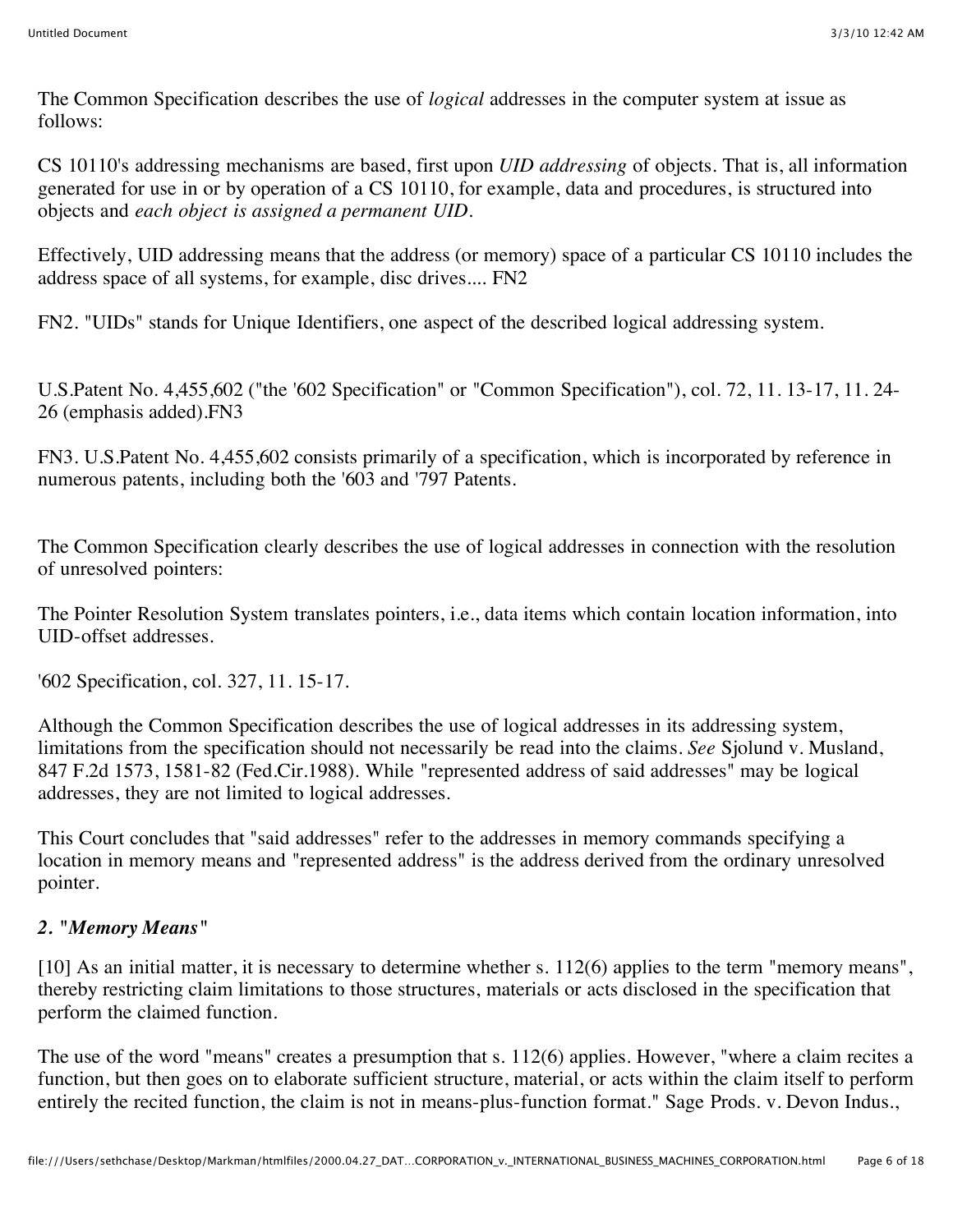The Common Specification describes the use of *logical* addresses in the computer system at issue as follows:

CS 10110's addressing mechanisms are based, first upon *UID addressing* of objects. That is, all information generated for use in or by operation of a CS 10110, for example, data and procedures, is structured into objects and *each object is assigned a permanent UID*.

Effectively, UID addressing means that the address (or memory) space of a particular CS 10110 includes the address space of all systems, for example, disc drives.... FN2

FN2. "UIDs" stands for Unique Identifiers, one aspect of the described logical addressing system.

U.S.Patent No. 4,455,602 ("the '602 Specification" or "Common Specification"), col. 72, 11. 13-17, 11. 24-26 (emphasis added).FN3

FN3. U.S.Patent No. 4,455,602 consists primarily of a specification, which is incorporated by reference in numerous patents, including both the '603 and '797 Patents.

The Common Specification clearly describes the use of logical addresses in connection with the resolution of unresolved pointers:

The Pointer Resolution System translates pointers, i.e., data items which contain location information, into UID-offset addresses.

'602 Specification, col. 327, 11. 15-17.

Although the Common Specification describes the use of logical addresses in its addressing system, limitations from the specification should not necessarily be read into the claims. *See* Sjolund v. Musland, 847 F.2d 1573, 1581-82 (Fed.Cir.1988). While "represented address of said addresses" may be logical addresses, they are not limited to logical addresses.

This Court concludes that "said addresses" refer to the addresses in memory commands specifying a location in memory means and "represented address" is the address derived from the ordinary unresolved pointer.

### *2. "Memory Means"*

[10] As an initial matter, it is necessary to determine whether s. 112(6) applies to the term "memory means", thereby restricting claim limitations to those structures, materials or acts disclosed in the specification that perform the claimed function.

The use of the word "means" creates a presumption that s. 112(6) applies. However, "where a claim recites a function, but then goes on to elaborate sufficient structure, material, or acts within the claim itself to perform entirely the recited function, the claim is not in means-plus-function format." Sage Prods. v. Devon Indus.,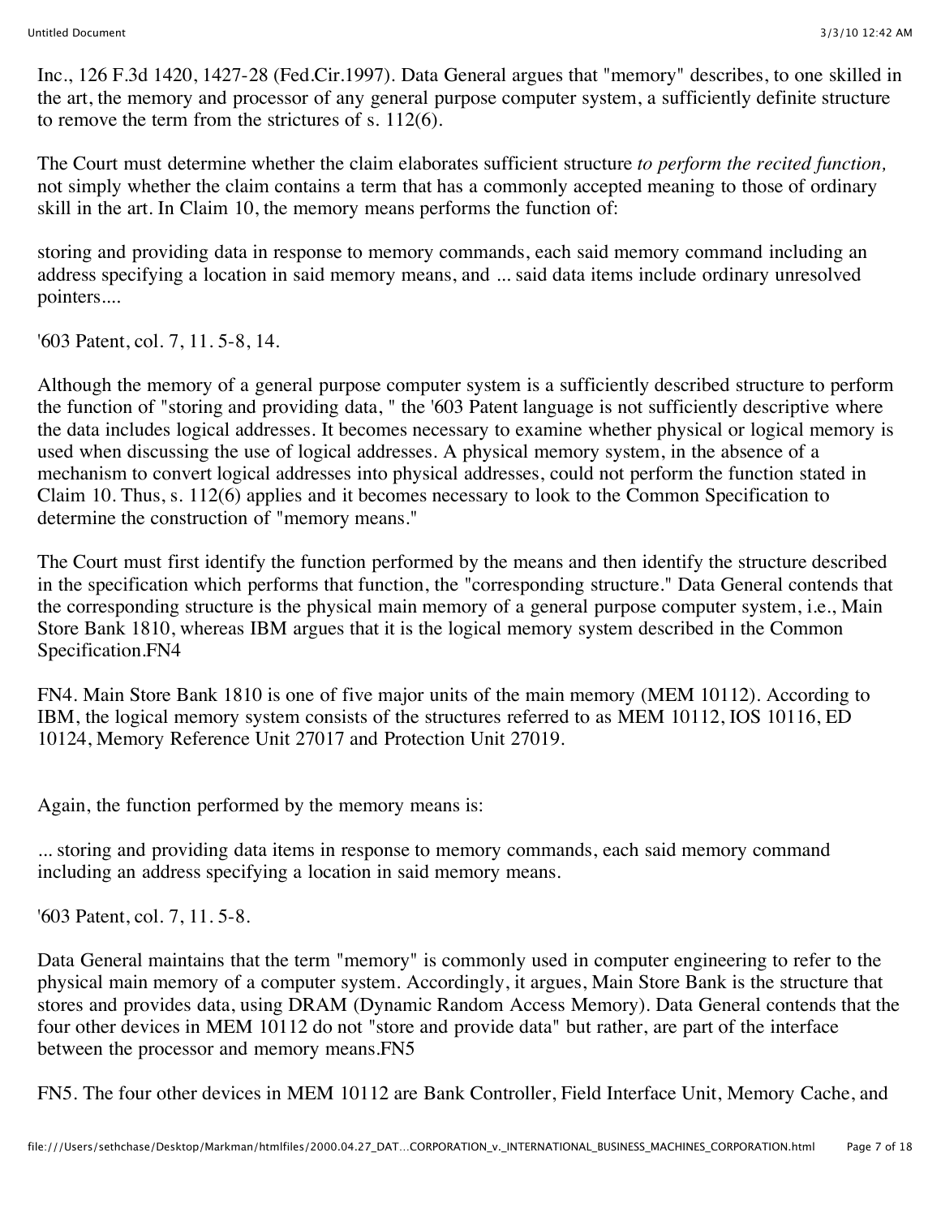Inc., 126 F.3d 1420, 1427-28 (Fed.Cir.1997). Data General argues that "memory" describes, to one skilled in the art, the memory and processor of any general purpose computer system, a sufficiently definite structure to remove the term from the strictures of s. 112(6).

The Court must determine whether the claim elaborates sufficient structure *to perform the recited function,* not simply whether the claim contains a term that has a commonly accepted meaning to those of ordinary skill in the art. In Claim 10, the memory means performs the function of:

storing and providing data in response to memory commands, each said memory command including an address specifying a location in said memory means, and ... said data items include ordinary unresolved pointers....

'603 Patent, col. 7, 11. 5-8, 14.

Although the memory of a general purpose computer system is a sufficiently described structure to perform the function of "storing and providing data, " the '603 Patent language is not sufficiently descriptive where the data includes logical addresses. It becomes necessary to examine whether physical or logical memory is used when discussing the use of logical addresses. A physical memory system, in the absence of a mechanism to convert logical addresses into physical addresses, could not perform the function stated in Claim 10. Thus, s. 112(6) applies and it becomes necessary to look to the Common Specification to determine the construction of "memory means."

The Court must first identify the function performed by the means and then identify the structure described in the specification which performs that function, the "corresponding structure." Data General contends that the corresponding structure is the physical main memory of a general purpose computer system, i.e., Main Store Bank 1810, whereas IBM argues that it is the logical memory system described in the Common Specification.FN4

FN4. Main Store Bank 1810 is one of five major units of the main memory (MEM 10112). According to IBM, the logical memory system consists of the structures referred to as MEM 10112, IOS 10116, ED 10124, Memory Reference Unit 27017 and Protection Unit 27019.

Again, the function performed by the memory means is:

... storing and providing data items in response to memory commands, each said memory command including an address specifying a location in said memory means.

'603 Patent, col. 7, 11. 5-8.

Data General maintains that the term "memory" is commonly used in computer engineering to refer to the physical main memory of a computer system. Accordingly, it argues, Main Store Bank is the structure that stores and provides data, using DRAM (Dynamic Random Access Memory). Data General contends that the four other devices in MEM 10112 do not "store and provide data" but rather, are part of the interface between the processor and memory means.FN5

FN5. The four other devices in MEM 10112 are Bank Controller, Field Interface Unit, Memory Cache, and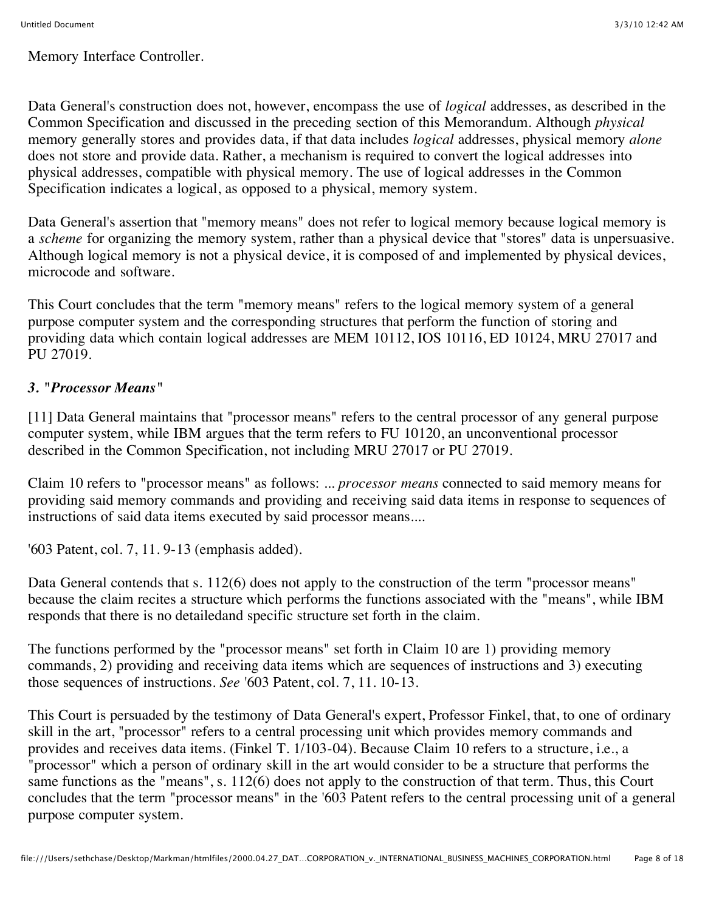Memory Interface Controller.

Data General's construction does not, however, encompass the use of *logical* addresses, as described in the Common Specification and discussed in the preceding section of this Memorandum. Although *physical* memory generally stores and provides data, if that data includes *logical* addresses, physical memory *alone* does not store and provide data. Rather, a mechanism is required to convert the logical addresses into physical addresses, compatible with physical memory. The use of logical addresses in the Common Specification indicates a logical, as opposed to a physical, memory system.

Data General's assertion that "memory means" does not refer to logical memory because logical memory is a *scheme* for organizing the memory system, rather than a physical device that "stores" data is unpersuasive. Although logical memory is not a physical device, it is composed of and implemented by physical devices, microcode and software.

This Court concludes that the term "memory means" refers to the logical memory system of a general purpose computer system and the corresponding structures that perform the function of storing and providing data which contain logical addresses are MEM 10112, IOS 10116, ED 10124, MRU 27017 and PU 27019.

### *3. "Processor Means"*

[11] Data General maintains that "processor means" refers to the central processor of any general purpose computer system, while IBM argues that the term refers to FU 10120, an unconventional processor described in the Common Specification, not including MRU 27017 or PU 27019.

Claim 10 refers to "processor means" as follows: ... *processor means* connected to said memory means for providing said memory commands and providing and receiving said data items in response to sequences of instructions of said data items executed by said processor means....

'603 Patent, col. 7, 11. 9-13 (emphasis added).

Data General contends that s. 112(6) does not apply to the construction of the term "processor means" because the claim recites a structure which performs the functions associated with the "means", while IBM responds that there is no detailedand specific structure set forth in the claim.

The functions performed by the "processor means" set forth in Claim 10 are 1) providing memory commands, 2) providing and receiving data items which are sequences of instructions and 3) executing those sequences of instructions. *See* '603 Patent, col. 7, 11. 10-13.

This Court is persuaded by the testimony of Data General's expert, Professor Finkel, that, to one of ordinary skill in the art, "processor" refers to a central processing unit which provides memory commands and provides and receives data items. (Finkel T. 1/103-04). Because Claim 10 refers to a structure, i.e., a "processor" which a person of ordinary skill in the art would consider to be a structure that performs the same functions as the "means", s. 112(6) does not apply to the construction of that term. Thus, this Court concludes that the term "processor means" in the '603 Patent refers to the central processing unit of a general purpose computer system.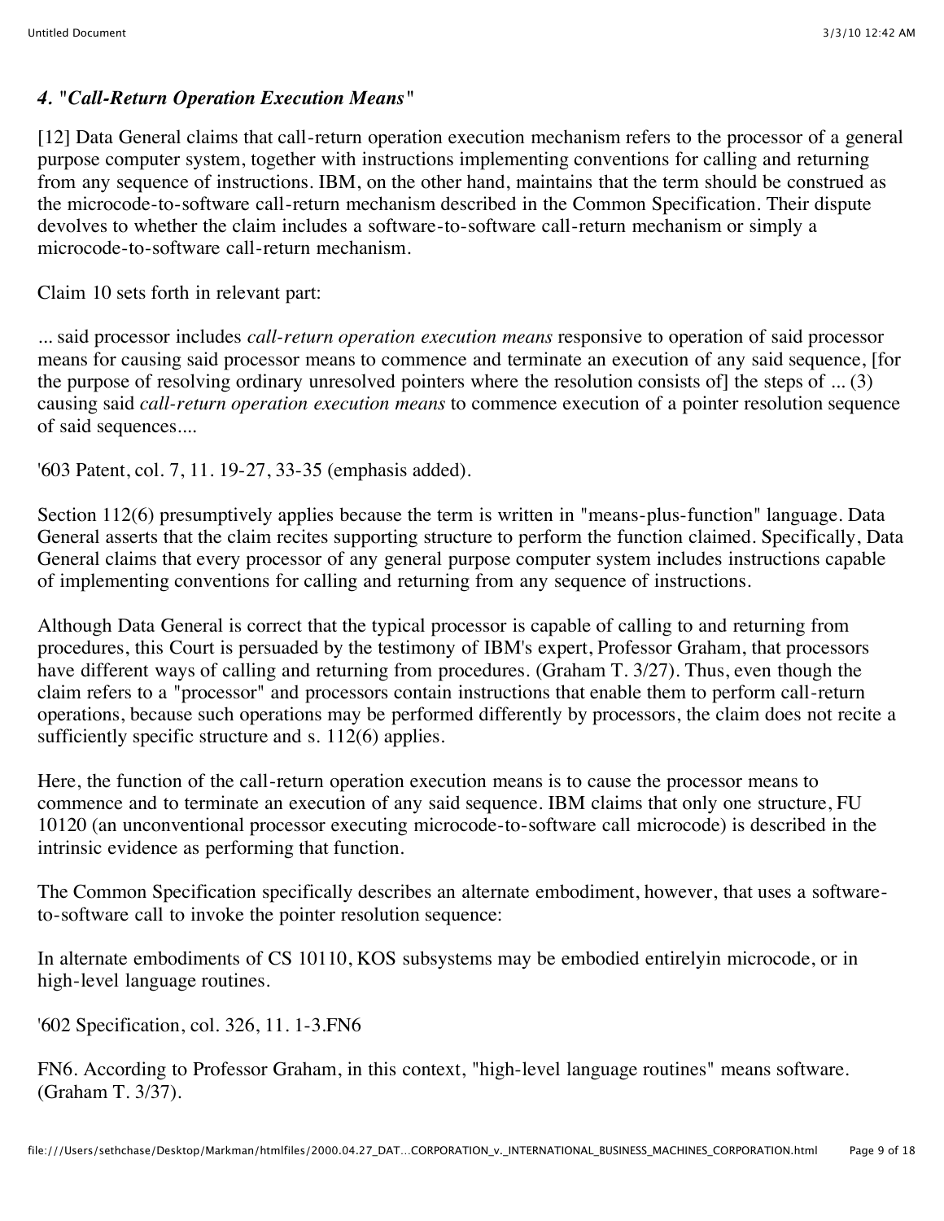### *4. "Call-Return Operation Execution Means"*

[12] Data General claims that call-return operation execution mechanism refers to the processor of a general purpose computer system, together with instructions implementing conventions for calling and returning from any sequence of instructions. IBM, on the other hand, maintains that the term should be construed as the microcode-to-software call-return mechanism described in the Common Specification. Their dispute devolves to whether the claim includes a software-to-software call-return mechanism or simply a microcode-to-software call-return mechanism.

Claim 10 sets forth in relevant part:

... said processor includes *call-return operation execution means* responsive to operation of said processor means for causing said processor means to commence and terminate an execution of any said sequence, [for the purpose of resolving ordinary unresolved pointers where the resolution consists of] the steps of ... (3) causing said *call-return operation execution means* to commence execution of a pointer resolution sequence of said sequences....

'603 Patent, col. 7, 11. 19-27, 33-35 (emphasis added).

Section 112(6) presumptively applies because the term is written in "means-plus-function" language. Data General asserts that the claim recites supporting structure to perform the function claimed. Specifically, Data General claims that every processor of any general purpose computer system includes instructions capable of implementing conventions for calling and returning from any sequence of instructions.

Although Data General is correct that the typical processor is capable of calling to and returning from procedures, this Court is persuaded by the testimony of IBM's expert, Professor Graham, that processors have different ways of calling and returning from procedures. (Graham T. 3/27). Thus, even though the claim refers to a "processor" and processors contain instructions that enable them to perform call-return operations, because such operations may be performed differently by processors, the claim does not recite a sufficiently specific structure and s. 112(6) applies.

Here, the function of the call-return operation execution means is to cause the processor means to commence and to terminate an execution of any said sequence. IBM claims that only one structure, FU 10120 (an unconventional processor executing microcode-to-software call microcode) is described in the intrinsic evidence as performing that function.

The Common Specification specifically describes an alternate embodiment, however, that uses a software-to-software call to invoke the pointer resolution sequence:

In alternate embodiments of CS 10110, KOS subsystems may be embodied entirelyin microcode, or in high-level language routines.

'602 Specification, col. 326, 11. 1-3.FN6

FN6. According to Professor Graham, in this context, "high-level language routines" means software. (Graham T. 3/37).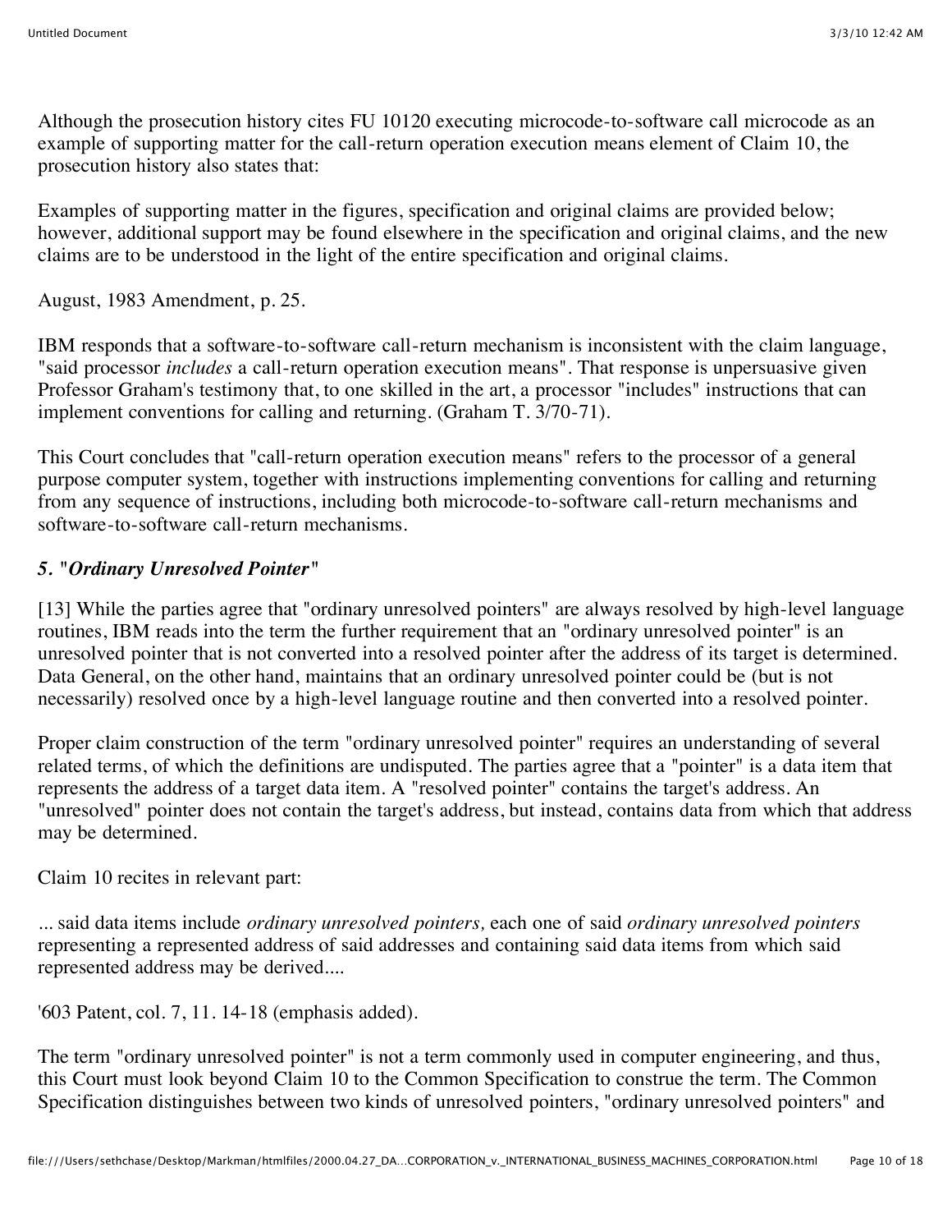Although the prosecution history cites FU 10120 executing microcode-to-software call microcode as an example of supporting matter for the call-return operation execution means element of Claim 10, the prosecution history also states that:

Examples of supporting matter in the figures, specification and original claims are provided below; however, additional support may be found elsewhere in the specification and original claims, and the new claims are to be understood in the light of the entire specification and original claims.

August, 1983 Amendment, p. 25.

IBM responds that a software-to-software call-return mechanism is inconsistent with the claim language, "said processor *includes* a call-return operation execution means". That response is unpersuasive given Professor Graham's testimony that, to one skilled in the art, a processor "includes" instructions that can implement conventions for calling and returning. (Graham T. 3/70-71).

This Court concludes that "call-return operation execution means" refers to the processor of a general purpose computer system, together with instructions implementing conventions for calling and returning from any sequence of instructions, including both microcode-to-software call-return mechanisms and software-to-software call-return mechanisms.

### *5. "Ordinary Unresolved Pointer"*

[13] While the parties agree that "ordinary unresolved pointers" are always resolved by high-level language routines, IBM reads into the term the further requirement that an "ordinary unresolved pointer" is an unresolved pointer that is not converted into a resolved pointer after the address of its target is determined. Data General, on the other hand, maintains that an ordinary unresolved pointer could be (but is not necessarily) resolved once by a high-level language routine and then converted into a resolved pointer.

Proper claim construction of the term "ordinary unresolved pointer" requires an understanding of several related terms, of which the definitions are undisputed. The parties agree that a "pointer" is a data item that represents the address of a target data item. A "resolved pointer" contains the target's address. An "unresolved" pointer does not contain the target's address, but instead, contains data from which that address may be determined.

Claim 10 recites in relevant part:

... said data items include *ordinary unresolved pointers,* each one of said *ordinary unresolved pointers* representing a represented address of said addresses and containing said data items from which said represented address may be derived....

'603 Patent, col. 7, 11. 14-18 (emphasis added).

The term "ordinary unresolved pointer" is not a term commonly used in computer engineering, and thus, this Court must look beyond Claim 10 to the Common Specification to construe the term. The Common Specification distinguishes between two kinds of unresolved pointers, "ordinary unresolved pointers" and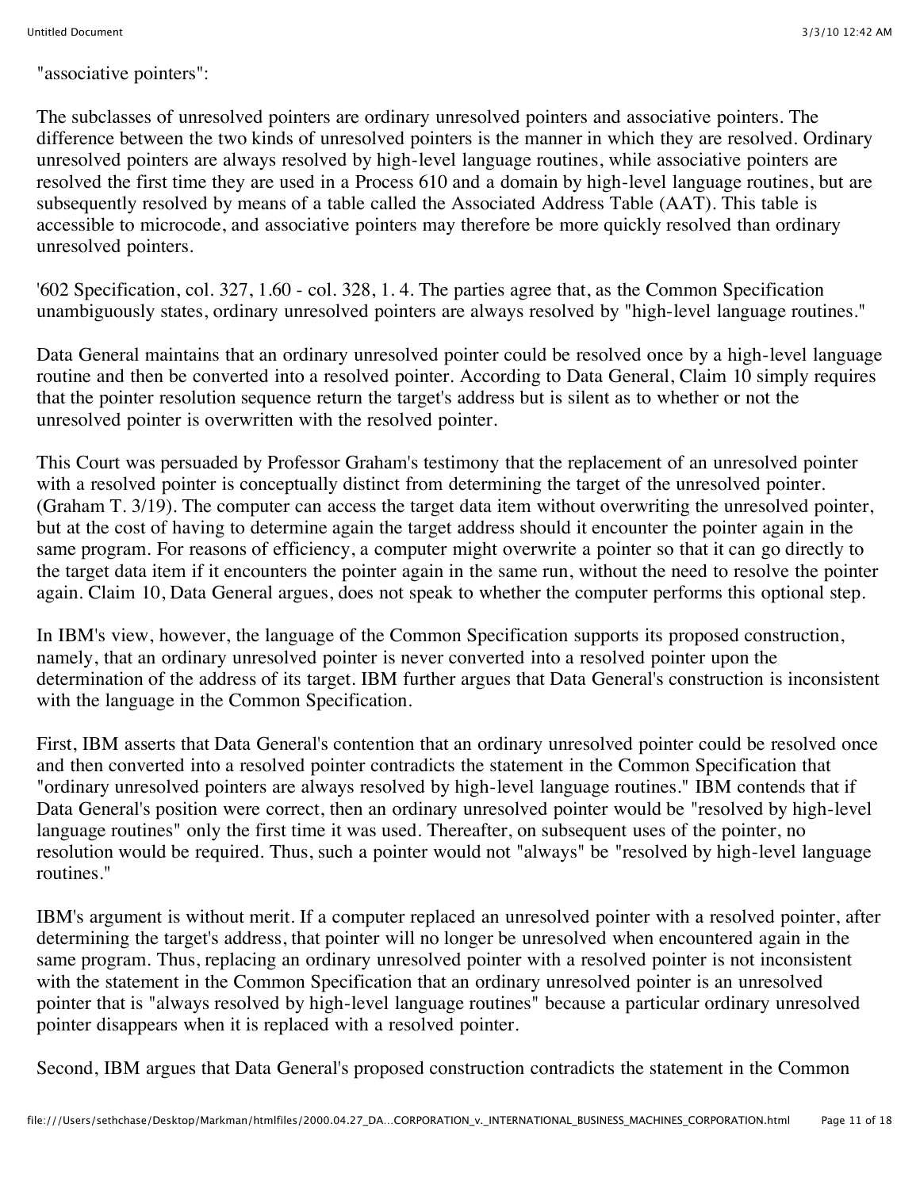"associative pointers":

The subclasses of unresolved pointers are ordinary unresolved pointers and associative pointers. The difference between the two kinds of unresolved pointers is the manner in which they are resolved. Ordinary unresolved pointers are always resolved by high-level language routines, while associative pointers are resolved the first time they are used in a Process 610 and a domain by high-level language routines, but are subsequently resolved by means of a table called the Associated Address Table (AAT). This table is accessible to microcode, and associative pointers may therefore be more quickly resolved than ordinary unresolved pointers.

'602 Specification, col. 327, 1.60 - col. 328, 1. 4. The parties agree that, as the Common Specification unambiguously states, ordinary unresolved pointers are always resolved by "high-level language routines."

Data General maintains that an ordinary unresolved pointer could be resolved once by a high-level language routine and then be converted into a resolved pointer. According to Data General, Claim 10 simply requires that the pointer resolution sequence return the target's address but is silent as to whether or not the unresolved pointer is overwritten with the resolved pointer.

This Court was persuaded by Professor Graham's testimony that the replacement of an unresolved pointer with a resolved pointer is conceptually distinct from determining the target of the unresolved pointer. (Graham T. 3/19). The computer can access the target data item without overwriting the unresolved pointer, but at the cost of having to determine again the target address should it encounter the pointer again in the same program. For reasons of efficiency, a computer might overwrite a pointer so that it can go directly to the target data item if it encounters the pointer again in the same run, without the need to resolve the pointer again. Claim 10, Data General argues, does not speak to whether the computer performs this optional step.

In IBM's view, however, the language of the Common Specification supports its proposed construction, namely, that an ordinary unresolved pointer is never converted into a resolved pointer upon the determination of the address of its target. IBM further argues that Data General's construction is inconsistent with the language in the Common Specification.

First, IBM asserts that Data General's contention that an ordinary unresolved pointer could be resolved once and then converted into a resolved pointer contradicts the statement in the Common Specification that "ordinary unresolved pointers are always resolved by high-level language routines." IBM contends that if Data General's position were correct, then an ordinary unresolved pointer would be "resolved by high-level language routines" only the first time it was used. Thereafter, on subsequent uses of the pointer, no resolution would be required. Thus, such a pointer would not "always" be "resolved by high-level language routines."

IBM's argument is without merit. If a computer replaced an unresolved pointer with a resolved pointer, after determining the target's address, that pointer will no longer be unresolved when encountered again in the same program. Thus, replacing an ordinary unresolved pointer with a resolved pointer is not inconsistent with the statement in the Common Specification that an ordinary unresolved pointer is an unresolved pointer that is "always resolved by high-level language routines" because a particular ordinary unresolved pointer disappears when it is replaced with a resolved pointer.

Second, IBM argues that Data General's proposed construction contradicts the statement in the Common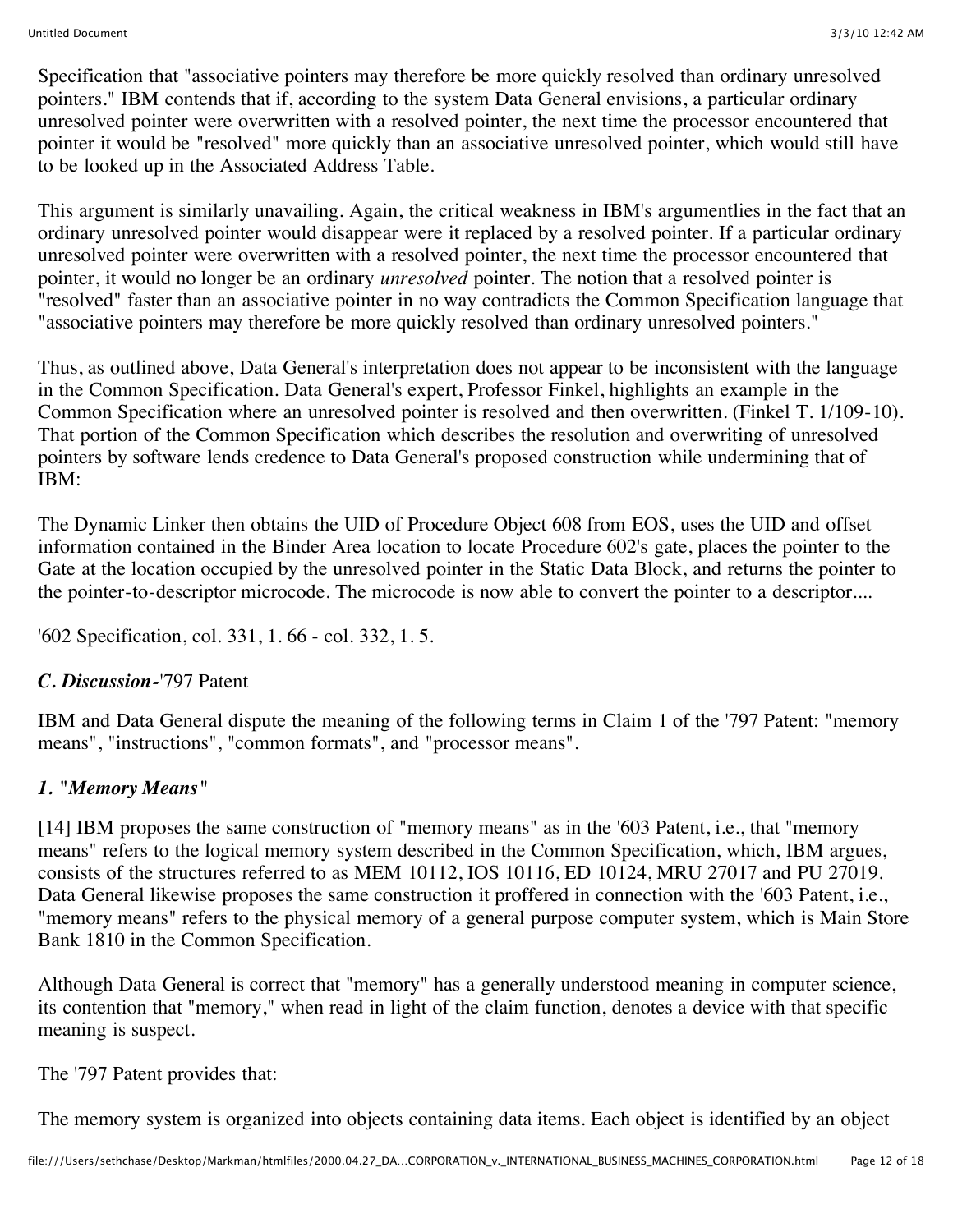Specification that "associative pointers may therefore be more quickly resolved than ordinary unresolved pointers." IBM contends that if, according to the system Data General envisions, a particular ordinary unresolved pointer were overwritten with a resolved pointer, the next time the processor encountered that pointer it would be "resolved" more quickly than an associative unresolved pointer, which would still have to be looked up in the Associated Address Table.

This argument is similarly unavailing. Again, the critical weakness in IBM's argumentlies in the fact that an ordinary unresolved pointer would disappear were it replaced by a resolved pointer. If a particular ordinary unresolved pointer were overwritten with a resolved pointer, the next time the processor encountered that pointer, it would no longer be an ordinary *unresolved* pointer. The notion that a resolved pointer is "resolved" faster than an associative pointer in no way contradicts the Common Specification language that "associative pointers may therefore be more quickly resolved than ordinary unresolved pointers."

Thus, as outlined above, Data General's interpretation does not appear to be inconsistent with the language in the Common Specification. Data General's expert, Professor Finkel, highlights an example in the Common Specification where an unresolved pointer is resolved and then overwritten. (Finkel T. 1/109-10). That portion of the Common Specification which describes the resolution and overwriting of unresolved pointers by software lends credence to Data General's proposed construction while undermining that of IBM:

The Dynamic Linker then obtains the UID of Procedure Object 608 from EOS, uses the UID and offset information contained in the Binder Area location to locate Procedure 602's gate, places the pointer to the Gate at the location occupied by the unresolved pointer in the Static Data Block, and returns the pointer to the pointer-to-descriptor microcode. The microcode is now able to convert the pointer to a descriptor....

'602 Specification, col. 331, l. 66 - col. 332, l. 5.

### *C. Discussion-*'797 Patent

IBM and Data General dispute the meaning of the following terms in Claim 1 of the '797 Patent: "memory means", "instructions", "common formats", and "processor means".

#### *1. "Memory Means"*

[14] IBM proposes the same construction of "memory means" as in the '603 Patent, i.e., that "memory means" refers to the logical memory system described in the Common Specification, which, IBM argues, consists of the structures referred to as MEM 10112, IOS 10116, ED 10124, MRU 27017 and PU 27019. Data General likewise proposes the same construction it proffered in connection with the '603 Patent, i.e., "memory means" refers to the physical memory of a general purpose computer system, which is Main Store Bank 1810 in the Common Specification.

Although Data General is correct that "memory" has a generally understood meaning in computer science, its contention that "memory," when read in light of the claim function, denotes a device with that specific meaning is suspect.

The '797 Patent provides that:

The memory system is organized into objects containing data items. Each object is identified by an object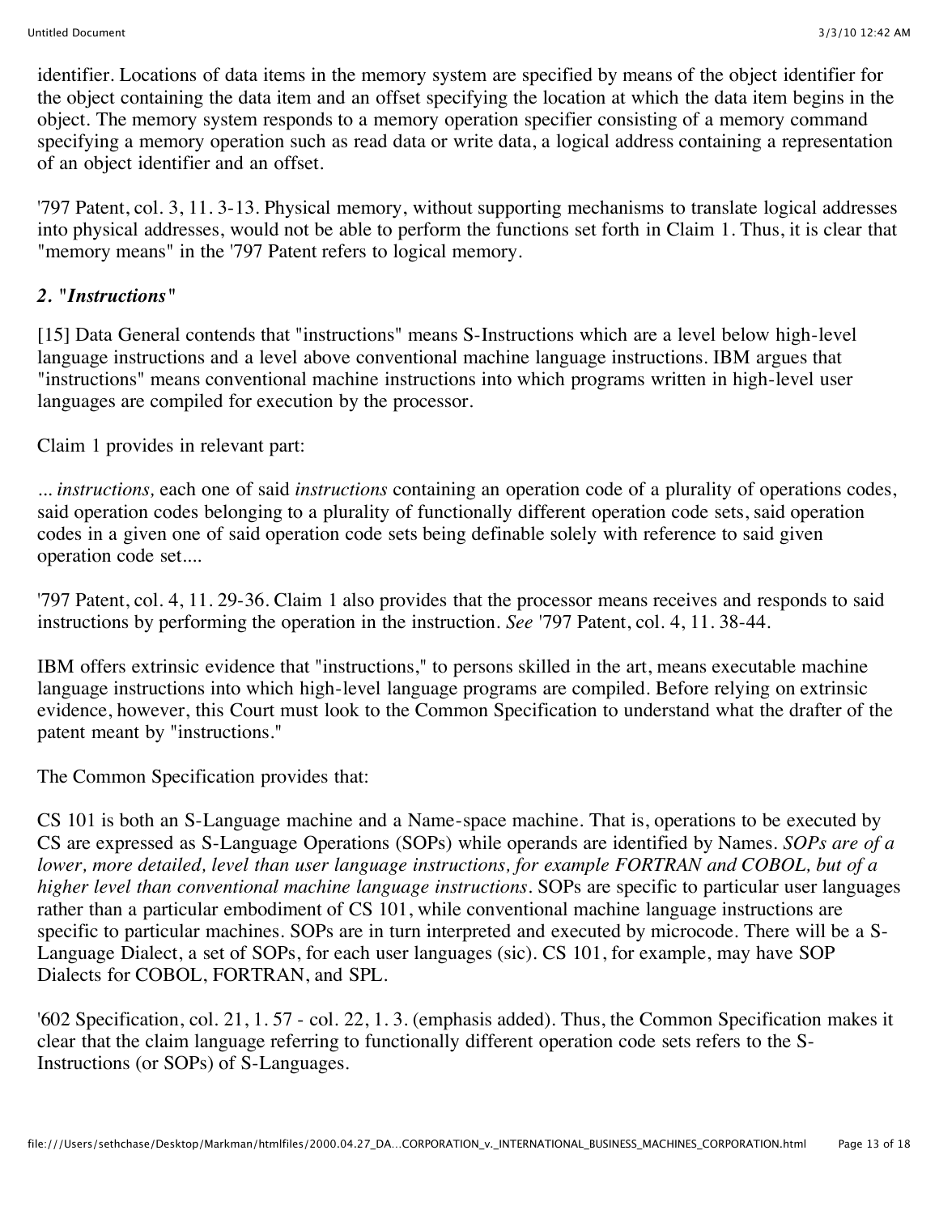identifier. Locations of data items in the memory system are specified by means of the object identifier for the object containing the data item and an offset specifying the location at which the data item begins in the object. The memory system responds to a memory operation specifier consisting of a memory command specifying a memory operation such as read data or write data, a logical address containing a representation of an object identifier and an offset.

'797 Patent, col. 3, 11. 3-13. Physical memory, without supporting mechanisms to translate logical addresses into physical addresses, would not be able to perform the functions set forth in Claim 1. Thus, it is clear that "memory means" in the '797 Patent refers to logical memory.

### *2. "Instructions"*

[15] Data General contends that "instructions" means S-Instructions which are a level below high-level language instructions and a level above conventional machine language instructions. IBM argues that "instructions" means conventional machine instructions into which programs written in high-level user languages are compiled for execution by the processor.

Claim 1 provides in relevant part:

*... instructions,* each one of said *instructions* containing an operation code of a plurality of operations codes, said operation codes belonging to a plurality of functionally different operation code sets, said operation codes in a given one of said operation code sets being definable solely with reference to said given operation code set....

'797 Patent, col. 4, 11. 29-36. Claim 1 also provides that the processor means receives and responds to said instructions by performing the operation in the instruction. *See* '797 Patent, col. 4, 11. 38-44.

IBM offers extrinsic evidence that "instructions," to persons skilled in the art, means executable machine language instructions into which high-level language programs are compiled. Before relying on extrinsic evidence, however, this Court must look to the Common Specification to understand what the drafter of the patent meant by "instructions."

The Common Specification provides that:

CS 101 is both an S-Language machine and a Name-space machine. That is, operations to be executed by CS are expressed as S-Language Operations (SOPs) while operands are identified by Names. *SOPs are of a lower, more detailed, level than user language instructions, for example FORTRAN and COBOL, but of a higher level than conventional machine language instructions*. SOPs are specific to particular user languages rather than a particular embodiment of CS 101, while conventional machine language instructions are specific to particular machines. SOPs are in turn interpreted and executed by microcode. There will be a S-Language Dialect, a set of SOPs, for each user languages (sic). CS 101, for example, may have SOP Dialects for COBOL, FORTRAN, and SPL.

'602 Specification, col. 21, 1. 57 - col. 22, 1. 3. (emphasis added). Thus, the Common Specification makes it clear that the claim language referring to functionally different operation code sets refers to the S-Instructions (or SOPs) of S-Languages.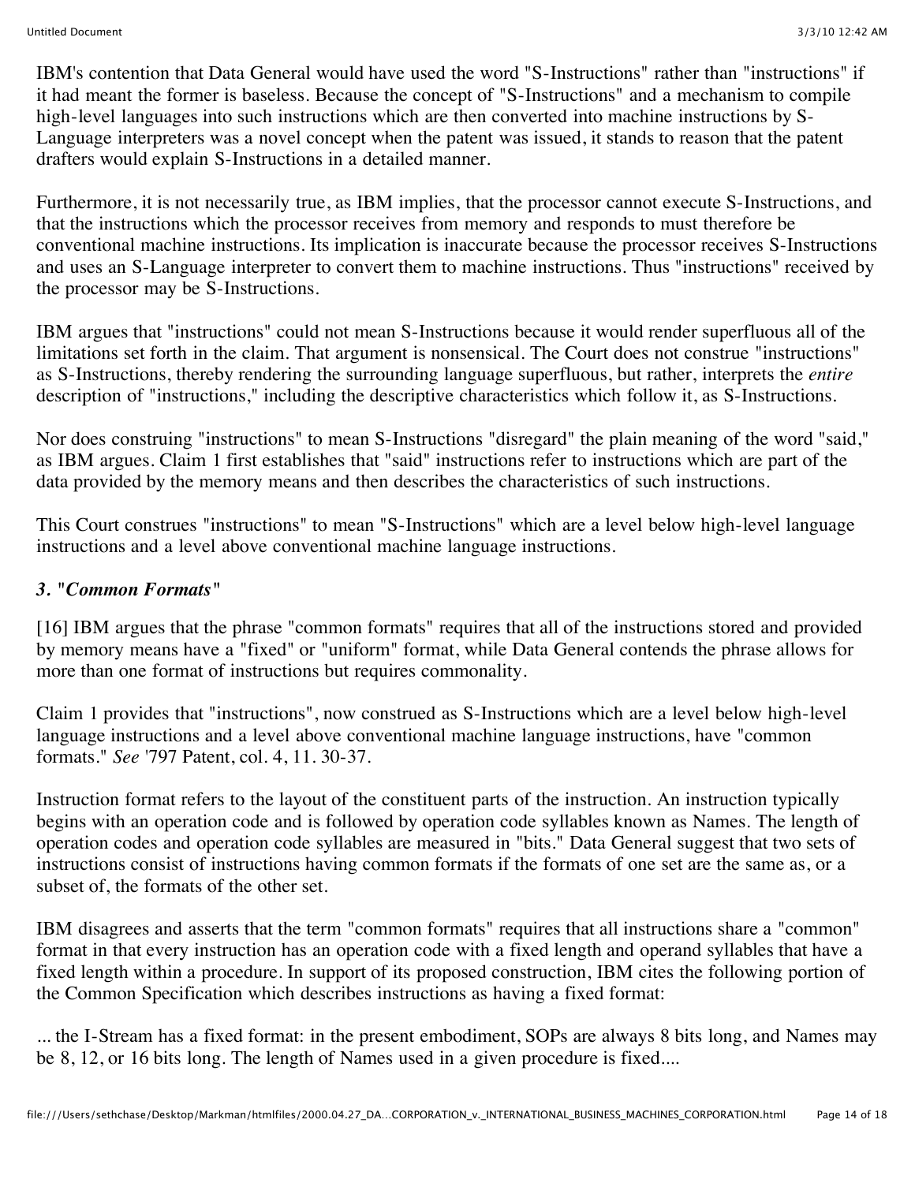IBM's contention that Data General would have used the word "S-Instructions" rather than "instructions" if it had meant the former is baseless. Because the concept of "S-Instructions" and a mechanism to compile high-level languages into such instructions which are then converted into machine instructions by S-Language interpreters was a novel concept when the patent was issued, it stands to reason that the patent drafters would explain S-Instructions in a detailed manner.

Furthermore, it is not necessarily true, as IBM implies, that the processor cannot execute S-Instructions, and that the instructions which the processor receives from memory and responds to must therefore be conventional machine instructions. Its implication is inaccurate because the processor receives S-Instructions and uses an S-Language interpreter to convert them to machine instructions. Thus "instructions" received by the processor may be S-Instructions.

IBM argues that "instructions" could not mean S-Instructions because it would render superfluous all of the limitations set forth in the claim. That argument is nonsensical. The Court does not construe "instructions" as S-Instructions, thereby rendering the surrounding language superfluous, but rather, interprets the *entire* description of "instructions," including the descriptive characteristics which follow it, as S-Instructions.

Nor does construing "instructions" to mean S-Instructions "disregard" the plain meaning of the word "said," as IBM argues. Claim 1 first establishes that "said" instructions refer to instructions which are part of the data provided by the memory means and then describes the characteristics of such instructions.

This Court construes "instructions" to mean "S-Instructions" which are a level below high-level language instructions and a level above conventional machine language instructions.

### *3. "Common Formats"*

[16] IBM argues that the phrase "common formats" requires that all of the instructions stored and provided by memory means have a "fixed" or "uniform" format, while Data General contends the phrase allows for more than one format of instructions but requires commonality.

Claim 1 provides that "instructions", now construed as S-Instructions which are a level below high-level language instructions and a level above conventional machine language instructions, have "common formats." *See* '797 Patent, col. 4, ll. 30-37.

Instruction format refers to the layout of the constituent parts of the instruction. An instruction typically begins with an operation code and is followed by operation code syllables known as Names. The length of operation codes and operation code syllables are measured in "bits." Data General suggest that two sets of instructions consist of instructions having common formats if the formats of one set are the same as, or a subset of, the formats of the other set.

IBM disagrees and asserts that the term "common formats" requires that all instructions share a "common" format in that every instruction has an operation code with a fixed length and operand syllables that have a fixed length within a procedure. In support of its proposed construction, IBM cites the following portion of the Common Specification which describes instructions as having a fixed format:

... the I-Stream has a fixed format: in the present embodiment, SOPs are always 8 bits long, and Names may be 8, 12, or 16 bits long. The length of Names used in a given procedure is fixed....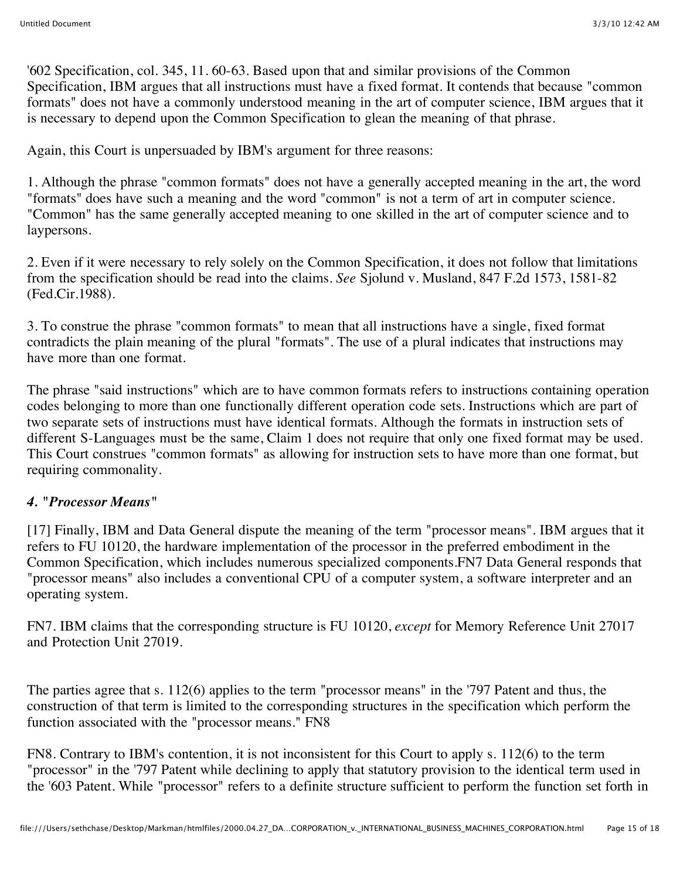'602 Specification, col. 345, 11. 60-63. Based upon that and similar provisions of the Common Specification, IBM argues that all instructions must have a fixed format. It contends that because "common formats" does not have a commonly understood meaning in the art of computer science, IBM argues that it is necessary to depend upon the Common Specification to glean the meaning of that phrase.

Again, this Court is unpersuaded by IBM's argument for three reasons:

1. Although the phrase "common formats" does not have a generally accepted meaning in the art, the word "formats" does have such a meaning and the word "common" is not a term of art in computer science. "Common" has the same generally accepted meaning to one skilled in the art of computer science and to laypersons.

2. Even if it were necessary to rely solely on the Common Specification, it does not follow that limitations from the specification should be read into the claims. *See* Sjolund v. Musland, 847 F.2d 1573, 1581-82 (Fed.Cir.1988).

3. To construe the phrase "common formats" to mean that all instructions have a single, fixed format contradicts the plain meaning of the plural "formats". The use of a plural indicates that instructions may have more than one format.

The phrase "said instructions" which are to have common formats refers to instructions containing operation codes belonging to more than one functionally different operation code sets. Instructions which are part of two separate sets of instructions must have identical formats. Although the formats in instruction sets of different S-Languages must be the same, Claim 1 does not require that only one fixed format may be used. This Court construes "common formats" as allowing for instruction sets to have more than one format, but requiring commonality.

#### *4. "Processor Means"*

[17] Finally, IBM and Data General dispute the meaning of the term "processor means". IBM argues that it refers to FU 10120, the hardware implementation of the processor in the preferred embodiment in the Common Specification, which includes numerous specialized components.FN7 Data General responds that "processor means" also includes a conventional CPU of a computer system, a software interpreter and an operating system.

FN7. IBM claims that the corresponding structure is FU 10120, *except* for Memory Reference Unit 27017 and Protection Unit 27019.

The parties agree that s. 112(6) applies to the term "processor means" in the '797 Patent and thus, the construction of that term is limited to the corresponding structures in the specification which perform the function associated with the "processor means." FN8

FN8. Contrary to IBM's contention, it is not inconsistent for this Court to apply s. 112(6) to the term "processor" in the '797 Patent while declining to apply that statutory provision to the identical term used in the '603 Patent. While "processor" refers to a definite structure sufficient to perform the function set forth in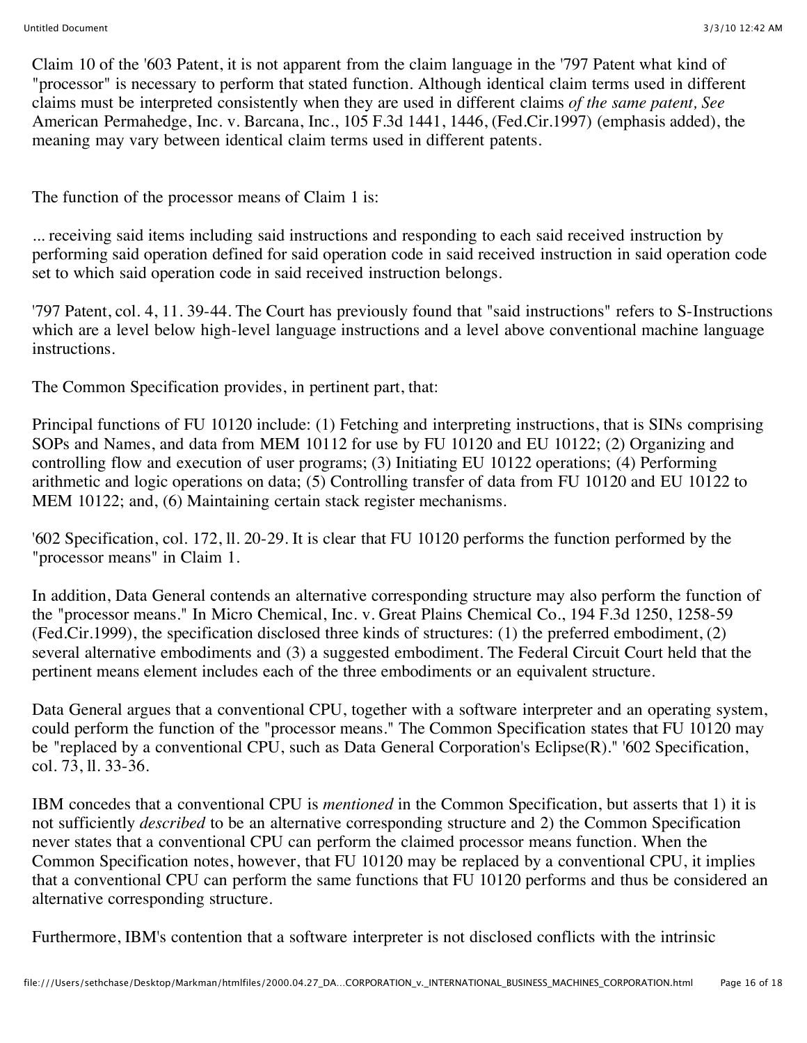Claim 10 of the '603 Patent, it is not apparent from the claim language in the '797 Patent what kind of "processor" is necessary to perform that stated function. Although identical claim terms used in different claims must be interpreted consistently when they are used in different claims *of the same patent, See* American Permahedge, Inc. v. Barcana, Inc., 105 F.3d 1441, 1446, (Fed.Cir.1997) (emphasis added), the meaning may vary between identical claim terms used in different patents.

The function of the processor means of Claim 1 is:

... receiving said items including said instructions and responding to each said received instruction by performing said operation defined for said operation code in said received instruction in said operation code set to which said operation code in said received instruction belongs.

'797 Patent, col. 4, 11. 39-44. The Court has previously found that "said instructions" refers to S-Instructions which are a level below high-level language instructions and a level above conventional machine language instructions.

The Common Specification provides, in pertinent part, that:

Principal functions of FU 10120 include: (1) Fetching and interpreting instructions, that is SINs comprising SOPs and Names, and data from MEM 10112 for use by FU 10120 and EU 10122; (2) Organizing and controlling flow and execution of user programs; (3) Initiating EU 10122 operations; (4) Performing arithmetic and logic operations on data; (5) Controlling transfer of data from FU 10120 and EU 10122 to MEM 10122; and, (6) Maintaining certain stack register mechanisms.

'602 Specification, col. 172, ll. 20-29. It is clear that FU 10120 performs the function performed by the "processor means" in Claim 1.

In addition, Data General contends an alternative corresponding structure may also perform the function of the "processor means." In Micro Chemical, Inc. v. Great Plains Chemical Co., 194 F.3d 1250, 1258-59 (Fed.Cir.1999), the specification disclosed three kinds of structures: (1) the preferred embodiment, (2) several alternative embodiments and (3) a suggested embodiment. The Federal Circuit Court held that the pertinent means element includes each of the three embodiments or an equivalent structure.

Data General argues that a conventional CPU, together with a software interpreter and an operating system, could perform the function of the "processor means." The Common Specification states that FU 10120 may be "replaced by a conventional CPU, such as Data General Corporation's Eclipse(R)." '602 Specification, col. 73, ll. 33-36.

IBM concedes that a conventional CPU is *mentioned* in the Common Specification, but asserts that 1) it is not sufficiently *described* to be an alternative corresponding structure and 2) the Common Specification never states that a conventional CPU can perform the claimed processor means function. When the Common Specification notes, however, that FU 10120 may be replaced by a conventional CPU, it implies that a conventional CPU can perform the same functions that FU 10120 performs and thus be considered an alternative corresponding structure.

Furthermore, IBM's contention that a software interpreter is not disclosed conflicts with the intrinsic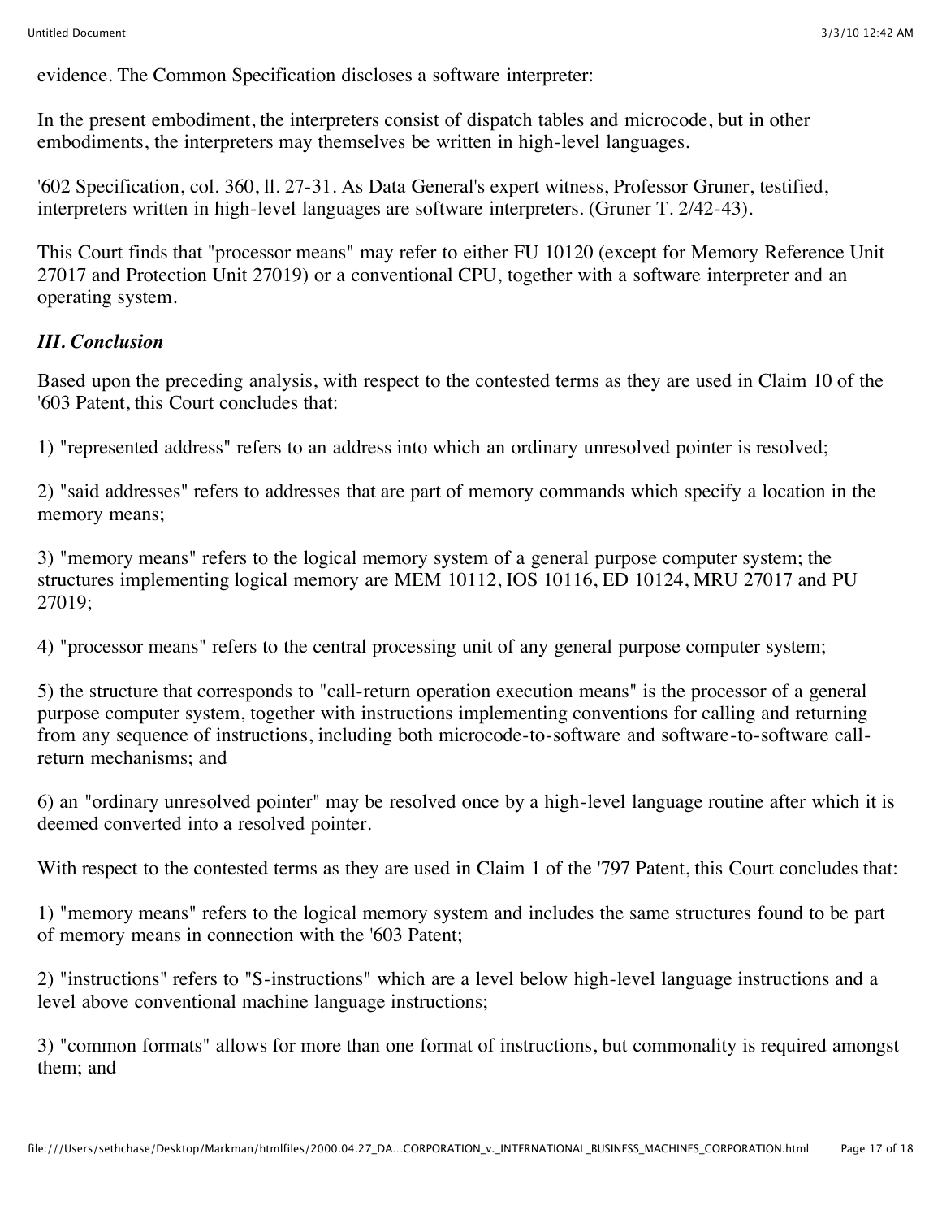evidence. The Common Specification discloses a software interpreter:

In the present embodiment, the interpreters consist of dispatch tables and microcode, but in other embodiments, the interpreters may themselves be written in high-level languages.

'602 Specification, col. 360, ll. 27-31. As Data General's expert witness, Professor Gruner, testified, interpreters written in high-level languages are software interpreters. (Gruner T. 2/42-43).

This Court finds that "processor means" may refer to either FU 10120 (except for Memory Reference Unit 27017 and Protection Unit 27019) or a conventional CPU, together with a software interpreter and an operating system.

### *III. Conclusion*

Based upon the preceding analysis, with respect to the contested terms as they are used in Claim 10 of the '603 Patent, this Court concludes that:

1) "represented address" refers to an address into which an ordinary unresolved pointer is resolved;

2) "said addresses" refers to addresses that are part of memory commands which specify a location in the memory means;

3) "memory means" refers to the logical memory system of a general purpose computer system; the structures implementing logical memory are MEM 10112, IOS 10116, ED 10124, MRU 27017 and PU 27019;

4) "processor means" refers to the central processing unit of any general purpose computer system;

5) the structure that corresponds to "call-return operation execution means" is the processor of a general purpose computer system, together with instructions implementing conventions for calling and returning from any sequence of instructions, including both microcode-to-software and software-to-software call-return mechanisms; and

6) an "ordinary unresolved pointer" may be resolved once by a high-level language routine after which it is deemed converted into a resolved pointer.

With respect to the contested terms as they are used in Claim 1 of the '797 Patent, this Court concludes that:

1) "memory means" refers to the logical memory system and includes the same structures found to be part of memory means in connection with the '603 Patent;

2) "instructions" refers to "S-instructions" which are a level below high-level language instructions and a level above conventional machine language instructions;

3) "common formats" allows for more than one format of instructions, but commonality is required amongst them; and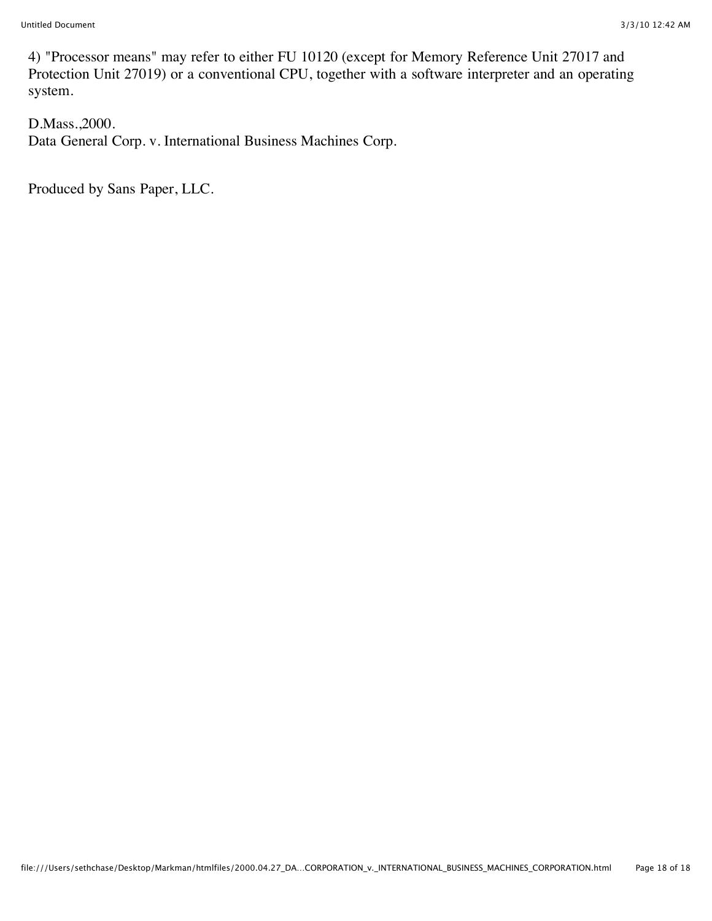4) "Processor means" may refer to either FU 10120 (except for Memory Reference Unit 27017 and Protection Unit 27019) or a conventional CPU, together with a software interpreter and an operating system.

D.Mass.,2000.
Data General Corp. v. International Business Machines Corp.

Produced by Sans Paper, LLC.